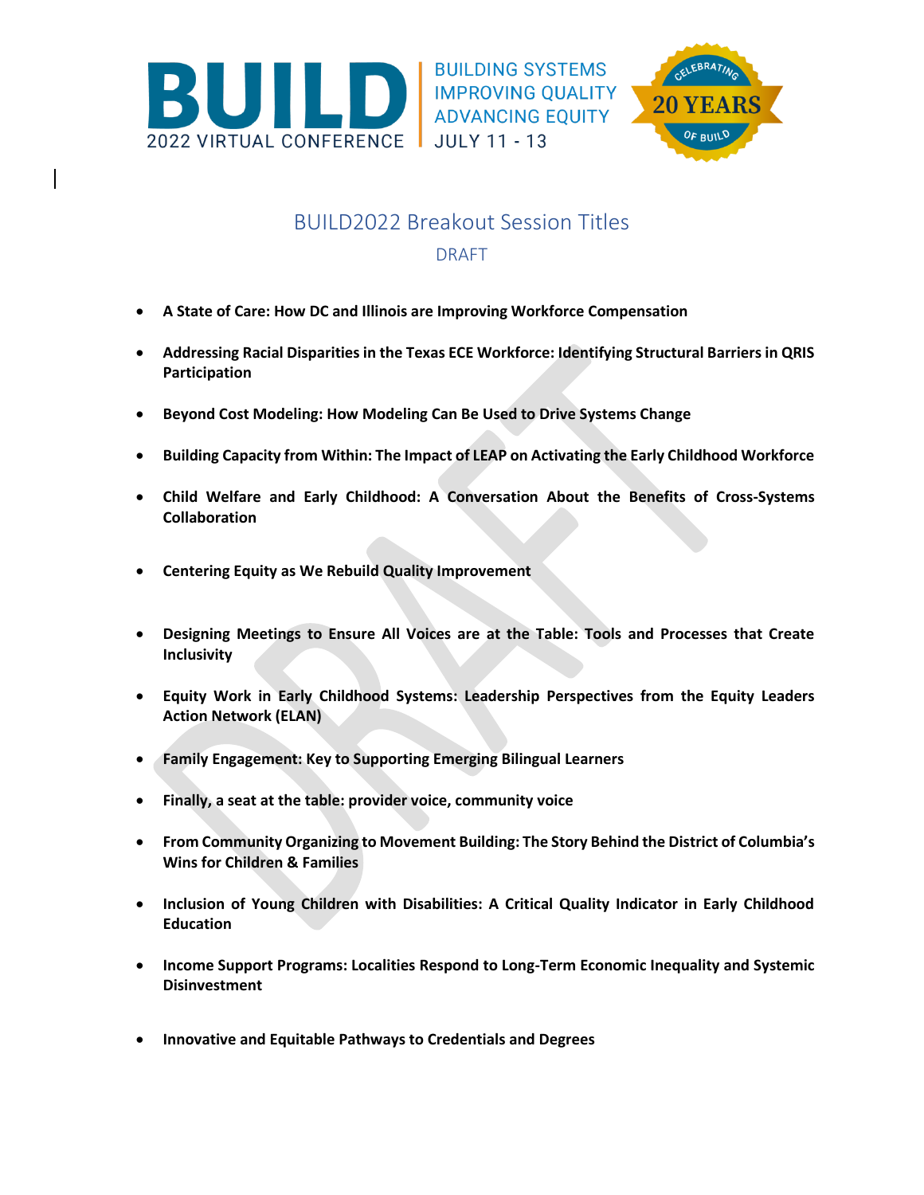BUILD 2022 VIRTUAL CONFERENCE | BUILDING SYSTEMS IMPROVING QUALITY ADVANCING EQUITY JULY 11 - 13

CELEBRATING 20 YEARS OF BUILD

# BUILD2022 Breakout Session Titles

## DRAFT

- **A State of Care: How DC and Illinois are Improving Workforce Compensation**
- **Addressing Racial Disparities in the Texas ECE Workforce: Identifying Structural Barriers in QRIS Participation**
- **Beyond Cost Modeling: How Modeling Can Be Used to Drive Systems Change**
- **Building Capacity from Within: The Impact of LEAP on Activating the Early Childhood Workforce**
- **Child Welfare and Early Childhood: A Conversation About the Benefits of Cross-Systems Collaboration**
- **Centering Equity as We Rebuild Quality Improvement**
- **Designing Meetings to Ensure All Voices are at the Table: Tools and Processes that Create Inclusivity**
- **Equity Work in Early Childhood Systems: Leadership Perspectives from the Equity Leaders Action Network (ELAN)**
- **Family Engagement: Key to Supporting Emerging Bilingual Learners**
- **Finally, a seat at the table: provider voice, community voice**
- **From Community Organizing to Movement Building: The Story Behind the District of Columbia's Wins for Children & Families**
- **Inclusion of Young Children with Disabilities: A Critical Quality Indicator in Early Childhood Education**
- **Income Support Programs: Localities Respond to Long-Term Economic Inequality and Systemic Disinvestment**
- **Innovative and Equitable Pathways to Credentials and Degrees**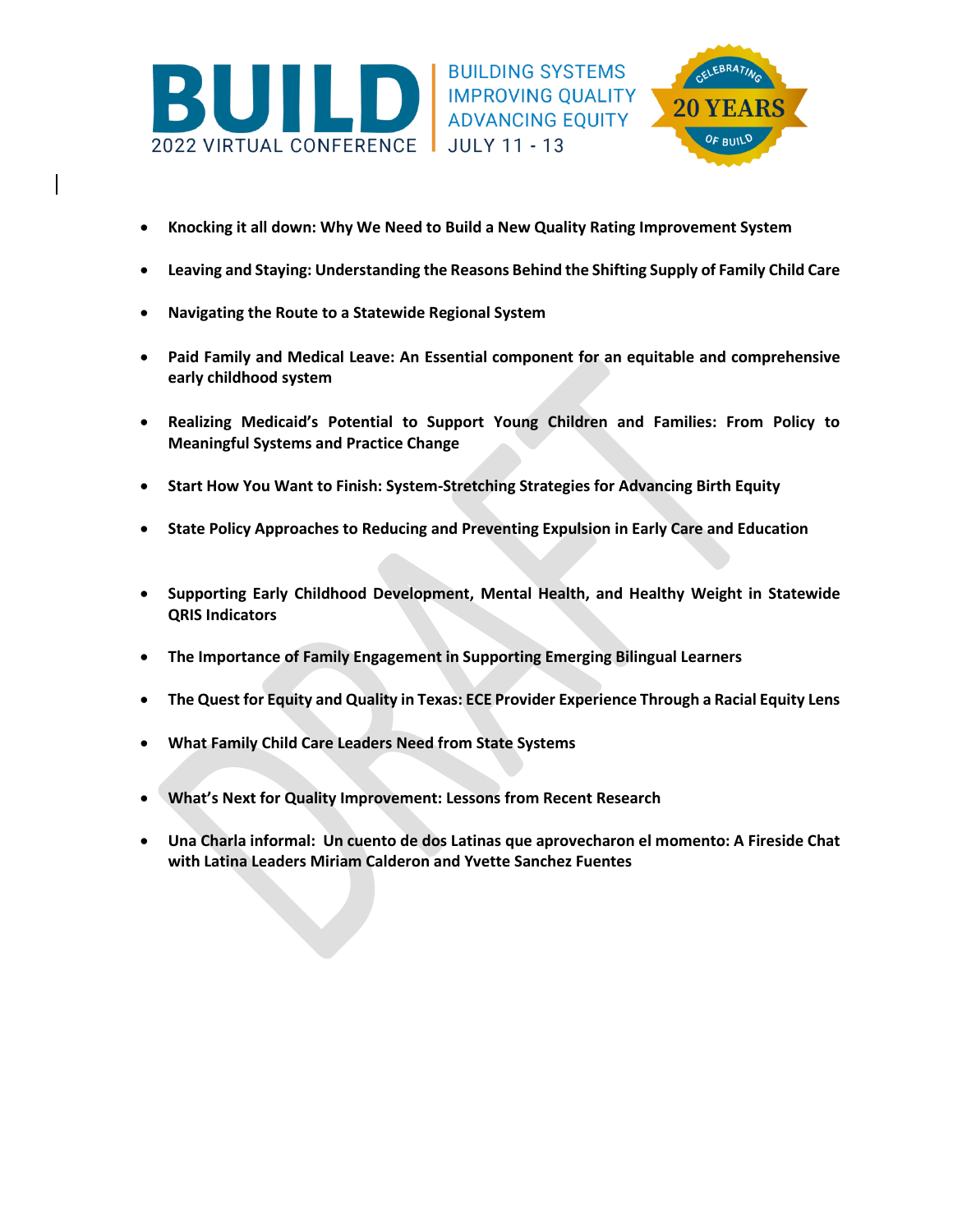- **Knocking it all down: Why We Need to Build a New Quality Rating Improvement System**
- **Leaving and Staying: Understanding the Reasons Behind the Shifting Supply of Family Child Care**
- **Navigating the Route to a Statewide Regional System**
- **Paid Family and Medical Leave: An Essential component for an equitable and comprehensive early childhood system**
- **Realizing Medicaid's Potential to Support Young Children and Families: From Policy to Meaningful Systems and Practice Change**
- **Start How You Want to Finish: System-Stretching Strategies for Advancing Birth Equity**
- **State Policy Approaches to Reducing and Preventing Expulsion in Early Care and Education**
- **Supporting Early Childhood Development, Mental Health, and Healthy Weight in Statewide QRIS Indicators**
- **The Importance of Family Engagement in Supporting Emerging Bilingual Learners**
- **The Quest for Equity and Quality in Texas: ECE Provider Experience Through a Racial Equity Lens**
- **What Family Child Care Leaders Need from State Systems**
- **What's Next for Quality Improvement: Lessons from Recent Research**
- **Una Charla informal: Un cuento de dos Latinas que aprovecharon el momento: A Fireside Chat with Latina Leaders Miriam Calderon and Yvette Sanchez Fuentes**